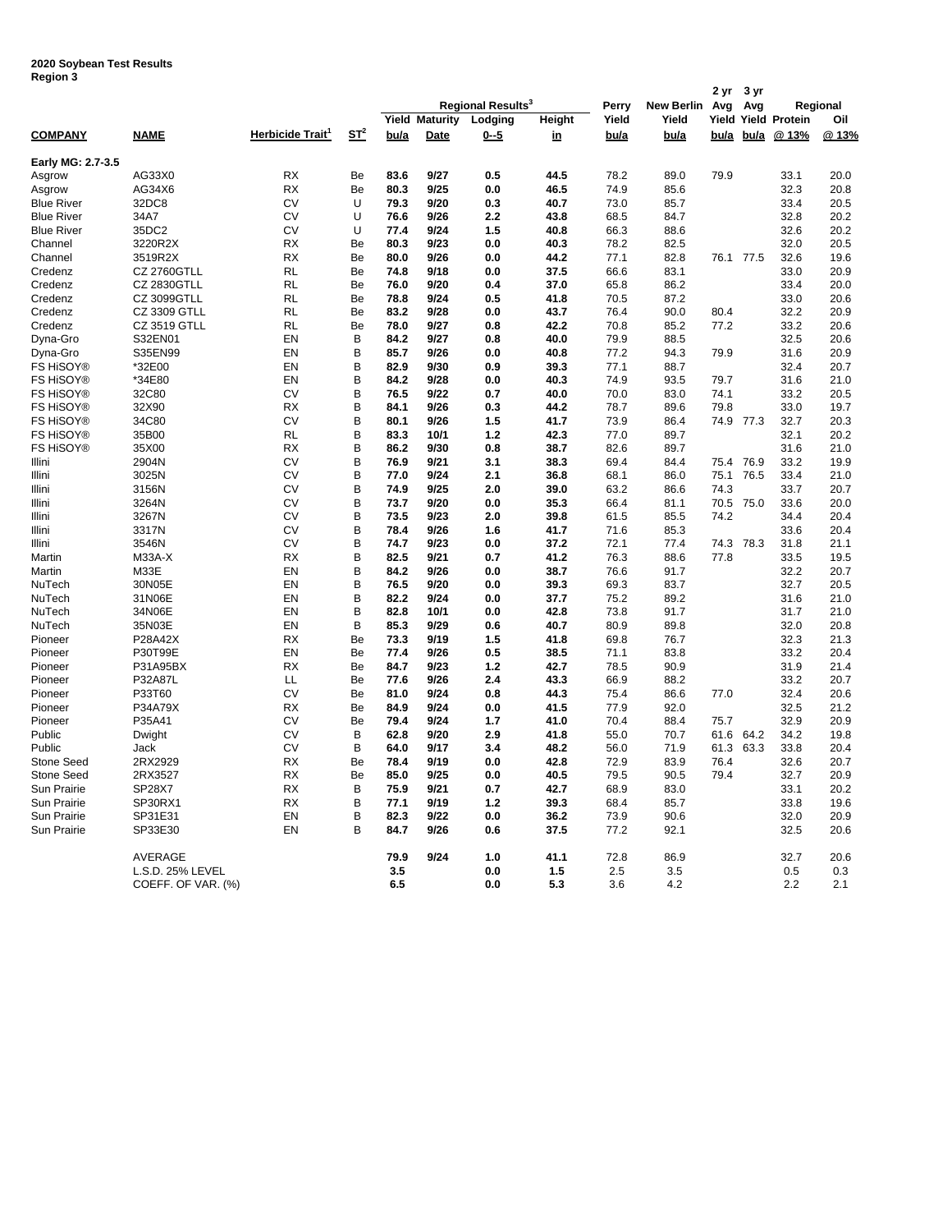**2020 Soybean Test Results**
**Region 3**

| COMPANY | NAME | Herbicide Trait[1] | ST[2] | Regional Results[3] Yield bu/a | Maturity Date | Lodging 0--5 | Height in | Perry Yield bu/a | New Berlin Yield bu/a | 2 yr Avg Yield bu/a | 3 yr Avg Yield bu/a | Regional Protein @ 13% | Regional Oil @ 13% |
|---|---|---|---|---|---|---|---|---|---|---|---|---|---|
| **Early MG: 2.7-3.5** | | | | | | | | | | | | | |
| Asgrow | AG33X0 | RX | Be | **83.6** | **9/27** | **0.5** | **44.5** | 78.2 | 89.0 | 79.9 | | 33.1 | 20.0 |
| Asgrow | AG34X6 | RX | Be | **80.3** | **9/25** | **0.0** | **46.5** | 74.9 | 85.6 | | | 32.3 | 20.8 |
| Blue River | 32DC8 | CV | U | **79.3** | **9/20** | **0.3** | **40.7** | 73.0 | 85.7 | | | 33.4 | 20.5 |
| Blue River | 34A7 | CV | U | **76.6** | **9/26** | **2.2** | **43.8** | 68.5 | 84.7 | | | 32.8 | 20.2 |
| Blue River | 35DC2 | CV | U | **77.4** | **9/24** | **1.5** | **40.8** | 66.3 | 88.6 | | | 32.6 | 20.2 |
| Channel | 3220R2X | RX | Be | **80.3** | **9/23** | **0.0** | **40.3** | 78.2 | 82.5 | | | 32.0 | 20.5 |
| Channel | 3519R2X | RX | Be | **80.0** | **9/26** | **0.0** | **44.2** | 77.1 | 82.8 | 76.1 | 77.5 | 32.6 | 19.6 |
| Credenz | CZ 2760GTLL | RL | Be | **74.8** | **9/18** | **0.0** | **37.5** | 66.6 | 83.1 | | | 33.0 | 20.9 |
| Credenz | CZ 2830GTLL | RL | Be | **76.0** | **9/20** | **0.4** | **37.0** | 65.8 | 86.2 | | | 33.4 | 20.0 |
| Credenz | CZ 3099GTLL | RL | Be | **78.8** | **9/24** | **0.5** | **41.8** | 70.5 | 87.2 | | | 33.0 | 20.6 |
| Credenz | CZ 3309 GTLL | RL | Be | **83.2** | **9/28** | **0.0** | **43.7** | 76.4 | 90.0 | 80.4 | | 32.2 | 20.9 |
| Credenz | CZ 3519 GTLL | RL | Be | **78.0** | **9/27** | **0.8** | **42.2** | 70.8 | 85.2 | 77.2 | | 33.2 | 20.6 |
| Dyna-Gro | S32EN01 | EN | B | **84.2** | **9/27** | **0.8** | **40.0** | 79.9 | 88.5 | | | 32.5 | 20.6 |
| Dyna-Gro | S35EN99 | EN | B | **85.7** | **9/26** | **0.0** | **40.8** | 77.2 | 94.3 | 79.9 | | 31.6 | 20.9 |
| FS HiSOY® | *32E00 | EN | B | **82.9** | **9/30** | **0.9** | **39.3** | 77.1 | 88.7 | | | 32.4 | 20.7 |
| FS HiSOY® | *34E80 | EN | B | **84.2** | **9/28** | **0.0** | **40.3** | 74.9 | 93.5 | 79.7 | | 31.6 | 21.0 |
| FS HiSOY® | 32C80 | CV | B | **76.5** | **9/22** | **0.7** | **40.0** | 70.0 | 83.0 | 74.1 | | 33.2 | 20.5 |
| FS HiSOY® | 32X90 | RX | B | **84.1** | **9/26** | **0.3** | **44.2** | 78.7 | 89.6 | 79.8 | | 33.0 | 19.7 |
| FS HiSOY® | 34C80 | CV | B | **80.1** | **9/26** | **1.5** | **41.7** | 73.9 | 86.4 | 74.9 | 77.3 | 32.7 | 20.3 |
| FS HiSOY® | 35B00 | RL | B | **83.3** | **10/1** | **1.2** | **42.3** | 77.0 | 89.7 | | | 32.1 | 20.2 |
| FS HiSOY® | 35X00 | RX | B | **86.2** | **9/30** | **0.8** | **38.7** | 82.6 | 89.7 | | | 31.6 | 21.0 |
| Illini | 2904N | CV | B | **76.9** | **9/21** | **3.1** | **38.3** | 69.4 | 84.4 | 75.4 | 76.9 | 33.2 | 19.9 |
| Illini | 3025N | CV | B | **77.0** | **9/24** | **2.1** | **36.8** | 68.1 | 86.0 | 75.1 | 76.5 | 33.4 | 21.0 |
| Illini | 3156N | CV | B | **74.9** | **9/25** | **2.0** | **39.0** | 63.2 | 86.6 | 74.3 | | 33.7 | 20.7 |
| Illini | 3264N | CV | B | **73.7** | **9/20** | **0.0** | **35.3** | 66.4 | 81.1 | 70.5 | 75.0 | 33.6 | 20.0 |
| Illini | 3267N | CV | B | **73.5** | **9/23** | **2.0** | **39.8** | 61.5 | 85.5 | 74.2 | | 34.4 | 20.4 |
| Illini | 3317N | CV | B | **78.4** | **9/26** | **1.6** | **41.7** | 71.6 | 85.3 | | | 33.6 | 20.4 |
| Illini | 3546N | CV | B | **74.7** | **9/23** | **0.0** | **37.2** | 72.1 | 77.4 | 74.3 | 78.3 | 31.8 | 21.1 |
| Martin | M33A-X | RX | B | **82.5** | **9/21** | **0.7** | **41.2** | 76.3 | 88.6 | 77.8 | | 33.5 | 19.5 |
| Martin | M33E | EN | B | **84.2** | **9/26** | **0.0** | **38.7** | 76.6 | 91.7 | | | 32.2 | 20.7 |
| NuTech | 30N05E | EN | B | **76.5** | **9/20** | **0.0** | **39.3** | 69.3 | 83.7 | | | 32.7 | 20.5 |
| NuTech | 31N06E | EN | B | **82.2** | **9/24** | **0.0** | **37.7** | 75.2 | 89.2 | | | 31.6 | 21.0 |
| NuTech | 34N06E | EN | B | **82.8** | **10/1** | **0.0** | **42.8** | 73.8 | 91.7 | | | 31.7 | 21.0 |
| NuTech | 35N03E | EN | B | **85.3** | **9/29** | **0.6** | **40.7** | 80.9 | 89.8 | | | 32.0 | 20.8 |
| Pioneer | P28A42X | RX | Be | **73.3** | **9/19** | **1.5** | **41.8** | 69.8 | 76.7 | | | 32.3 | 21.3 |
| Pioneer | P30T99E | EN | Be | **77.4** | **9/26** | **0.5** | **38.5** | 71.1 | 83.8 | | | 33.2 | 20.4 |
| Pioneer | P31A95BX | RX | Be | **84.7** | **9/23** | **1.2** | **42.7** | 78.5 | 90.9 | | | 31.9 | 21.4 |
| Pioneer | P32A87L | LL | Be | **77.6** | **9/26** | **2.4** | **43.3** | 66.9 | 88.2 | | | 33.2 | 20.7 |
| Pioneer | P33T60 | CV | Be | **81.0** | **9/24** | **0.8** | **44.3** | 75.4 | 86.6 | 77.0 | | 32.4 | 20.6 |
| Pioneer | P34A79X | RX | Be | **84.9** | **9/24** | **0.0** | **41.5** | 77.9 | 92.0 | | | 32.5 | 21.2 |
| Pioneer | P35A41 | CV | Be | **79.4** | **9/24** | **1.7** | **41.0** | 70.4 | 88.4 | 75.7 | | 32.9 | 20.9 |
| Public | Dwight | CV | B | **62.8** | **9/20** | **2.9** | **41.8** | 55.0 | 70.7 | 61.6 | 64.2 | 34.2 | 19.8 |
| Public | Jack | CV | B | **64.0** | **9/17** | **3.4** | **48.2** | 56.0 | 71.9 | 61.3 | 63.3 | 33.8 | 20.4 |
| Stone Seed | 2RX2929 | RX | Be | **78.4** | **9/19** | **0.0** | **42.8** | 72.9 | 83.9 | 76.4 | | 32.6 | 20.7 |
| Stone Seed | 2RX3527 | RX | Be | **85.0** | **9/25** | **0.0** | **40.5** | 79.5 | 90.5 | 79.4 | | 32.7 | 20.9 |
| Sun Prairie | SP28X7 | RX | B | **75.9** | **9/21** | **0.7** | **42.7** | 68.9 | 83.0 | | | 33.1 | 20.2 |
| Sun Prairie | SP30RX1 | RX | B | **77.1** | **9/19** | **1.2** | **39.3** | 68.4 | 85.7 | | | 33.8 | 19.6 |
| Sun Prairie | SP31E31 | EN | B | **82.3** | **9/22** | **0.0** | **36.2** | 73.9 | 90.6 | | | 32.0 | 20.9 |
| Sun Prairie | SP33E30 | EN | B | **84.7** | **9/26** | **0.6** | **37.5** | 77.2 | 92.1 | | | 32.5 | 20.6 |
| | AVERAGE | | | **79.9** | **9/24** | **1.0** | **41.1** | 72.8 | 86.9 | | | 32.7 | 20.6 |
| | L.S.D. 25% LEVEL | | | **3.5** | | **0.0** | **1.5** | 2.5 | 3.5 | | | 0.5 | 0.3 |
| | COEFF. OF VAR. (%) | | | **6.5** | | **0.0** | **5.3** | 3.6 | 4.2 | | | 2.2 | 2.1 |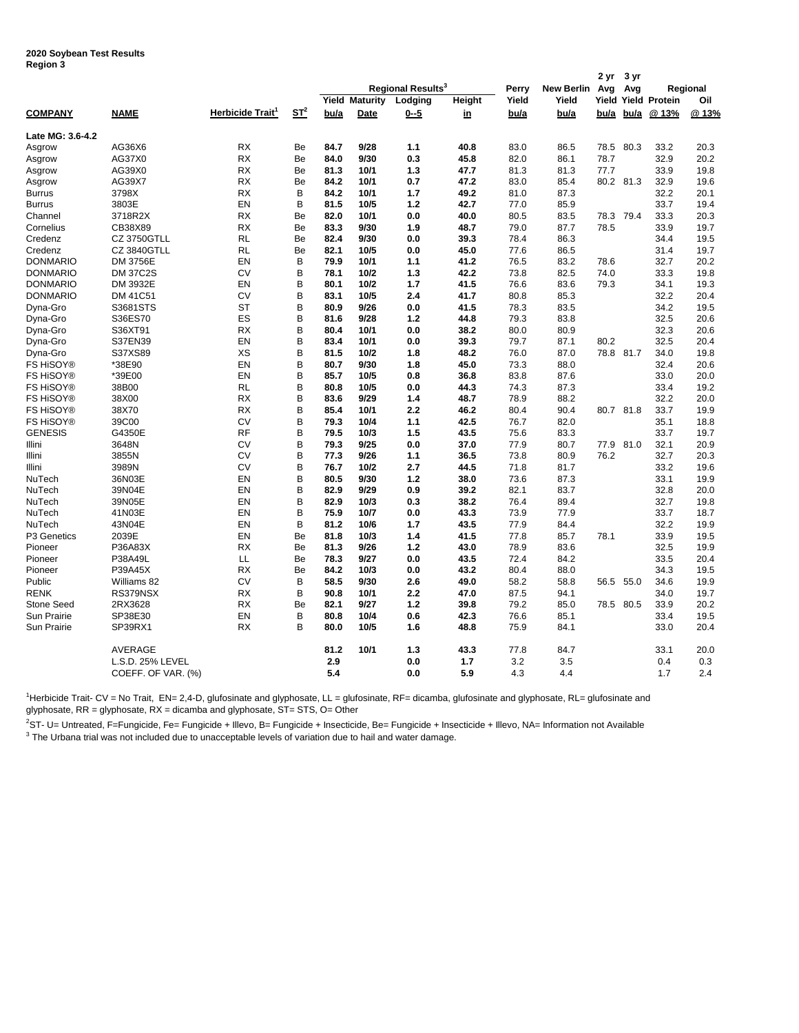**2020 Soybean Test Results**
**Region 3**

| COMPANY | NAME | Herbicide Trait[1] | ST[2] | Regional Results[3] Yield bu/a | Regional Results[3] Maturity Date | Regional Results[3] Lodging 0--5 | Regional Results[3] Height in | Perry Yield bu/a | New Berlin Yield bu/a | 2 yr Avg Yield bu/a | 3 yr Avg Yield bu/a | Regional Protein @ 13% | Regional Oil @ 13% |
|---|---|---|---|---|---|---|---|---|---|---|---|---|---|
| **Late MG: 3.6-4.2** | | | | | | | | | | | | | |
| Asgrow | AG36X6 | RX | Be | **84.7** | **9/28** | **1.1** | **40.8** | 83.0 | 86.5 | 78.5 | 80.3 | 33.2 | 20.3 |
| Asgrow | AG37X0 | RX | Be | **84.0** | **9/30** | **0.3** | **45.8** | 82.0 | 86.1 | 78.7 | | 32.9 | 20.2 |
| Asgrow | AG39X0 | RX | Be | **81.3** | **10/1** | **1.3** | **47.7** | 81.3 | 81.3 | 77.7 | | 33.9 | 19.8 |
| Asgrow | AG39X7 | RX | Be | **84.2** | **10/1** | **0.7** | **47.2** | 83.0 | 85.4 | 80.2 | 81.3 | 32.9 | 19.6 |
| Burrus | 3798X | RX | B | **84.2** | **10/1** | **1.7** | **49.2** | 81.0 | 87.3 | | | 32.2 | 20.1 |
| Burrus | 3803E | EN | B | **81.5** | **10/5** | **1.2** | **42.7** | 77.0 | 85.9 | | | 33.7 | 19.4 |
| Channel | 3718R2X | RX | Be | **82.0** | **10/1** | **0.0** | **40.0** | 80.5 | 83.5 | 78.3 | 79.4 | 33.3 | 20.3 |
| Cornelius | CB38X89 | RX | Be | **83.3** | **9/30** | **1.9** | **48.7** | 79.0 | 87.7 | 78.5 | | 33.9 | 19.7 |
| Credenz | CZ 3750GTLL | RL | Be | **82.4** | **9/30** | **0.0** | **39.3** | 78.4 | 86.3 | | | 34.4 | 19.5 |
| Credenz | CZ 3840GTLL | RL | Be | **82.1** | **10/5** | **0.0** | **45.0** | 77.6 | 86.5 | | | 31.4 | 19.7 |
| DONMARIO | DM 3756E | EN | B | **79.9** | **10/1** | **1.1** | **41.2** | 76.5 | 83.2 | 78.6 | | 32.7 | 20.2 |
| DONMARIO | DM 37C2S | CV | B | **78.1** | **10/2** | **1.3** | **42.2** | 73.8 | 82.5 | 74.0 | | 33.3 | 19.8 |
| DONMARIO | DM 3932E | EN | B | **80.1** | **10/2** | **1.7** | **41.5** | 76.6 | 83.6 | 79.3 | | 34.1 | 19.3 |
| DONMARIO | DM 41C51 | CV | B | **83.1** | **10/5** | **2.4** | **41.7** | 80.8 | 85.3 | | | 32.2 | 20.4 |
| Dyna-Gro | S3681STS | ST | B | **80.9** | **9/26** | **0.0** | **41.5** | 78.3 | 83.5 | | | 34.2 | 19.5 |
| Dyna-Gro | S36ES70 | ES | B | **81.6** | **9/28** | **1.2** | **44.8** | 79.3 | 83.8 | | | 32.5 | 20.6 |
| Dyna-Gro | S36XT91 | RX | B | **80.4** | **10/1** | **0.0** | **38.2** | 80.0 | 80.9 | | | 32.3 | 20.6 |
| Dyna-Gro | S37EN39 | EN | B | **83.4** | **10/1** | **0.0** | **39.3** | 79.7 | 87.1 | 80.2 | | 32.5 | 20.4 |
| Dyna-Gro | S37XS89 | XS | B | **81.5** | **10/2** | **1.8** | **48.2** | 76.0 | 87.0 | 78.8 | 81.7 | 34.0 | 19.8 |
| FS HiSOY® | *38E90 | EN | B | **80.7** | **9/30** | **1.8** | **45.0** | 73.3 | 88.0 | | | 32.4 | 20.6 |
| FS HiSOY® | *39E00 | EN | B | **85.7** | **10/5** | **0.8** | **36.8** | 83.8 | 87.6 | | | 33.0 | 20.0 |
| FS HiSOY® | 38B00 | RL | B | **80.8** | **10/5** | **0.0** | **44.3** | 74.3 | 87.3 | | | 33.4 | 19.2 |
| FS HiSOY® | 38X00 | RX | B | **83.6** | **9/29** | **1.4** | **48.7** | 78.9 | 88.2 | | | 32.2 | 20.0 |
| FS HiSOY® | 38X70 | RX | B | **85.4** | **10/1** | **2.2** | **46.2** | 80.4 | 90.4 | 80.7 | 81.8 | 33.7 | 19.9 |
| FS HiSOY® | 39C00 | CV | B | **79.3** | **10/4** | **1.1** | **42.5** | 76.7 | 82.0 | | | 35.1 | 18.8 |
| GENESIS | G4350E | RF | B | **79.5** | **10/3** | **1.5** | **43.5** | 75.6 | 83.3 | | | 33.7 | 19.7 |
| Illini | 3648N | CV | B | **79.3** | **9/25** | **0.0** | **37.0** | 77.9 | 80.7 | 77.9 | 81.0 | 32.1 | 20.9 |
| Illini | 3855N | CV | B | **77.3** | **9/26** | **1.1** | **36.5** | 73.8 | 80.9 | 76.2 | | 32.7 | 20.3 |
| Illini | 3989N | CV | B | **76.7** | **10/2** | **2.7** | **44.5** | 71.8 | 81.7 | | | 33.2 | 19.6 |
| NuTech | 36N03E | EN | B | **80.5** | **9/30** | **1.2** | **38.0** | 73.6 | 87.3 | | | 33.1 | 19.9 |
| NuTech | 39N04E | EN | B | **82.9** | **9/29** | **0.9** | **39.2** | 82.1 | 83.7 | | | 32.8 | 20.0 |
| NuTech | 39N05E | EN | B | **82.9** | **10/3** | **0.3** | **38.2** | 76.4 | 89.4 | | | 32.7 | 19.8 |
| NuTech | 41N03E | EN | B | **75.9** | **10/7** | **0.0** | **43.3** | 73.9 | 77.9 | | | 33.7 | 18.7 |
| NuTech | 43N04E | EN | B | **81.2** | **10/6** | **1.7** | **43.5** | 77.9 | 84.4 | | | 32.2 | 19.9 |
| P3 Genetics | 2039E | EN | Be | **81.8** | **10/3** | **1.4** | **41.5** | 77.8 | 85.7 | 78.1 | | 33.9 | 19.5 |
| Pioneer | P36A83X | RX | Be | **81.3** | **9/26** | **1.2** | **43.0** | 78.9 | 83.6 | | | 32.5 | 19.9 |
| Pioneer | P38A49L | LL | Be | **78.3** | **9/27** | **0.0** | **43.5** | 72.4 | 84.2 | | | 33.5 | 20.4 |
| Pioneer | P39A45X | RX | Be | **84.2** | **10/3** | **0.0** | **43.2** | 80.4 | 88.0 | | | 34.3 | 19.5 |
| Public | Williams 82 | CV | B | **58.5** | **9/30** | **2.6** | **49.0** | 58.2 | 58.8 | 56.5 | 55.0 | 34.6 | 19.9 |
| RENK | RS379NSX | RX | B | **90.8** | **10/1** | **2.2** | **47.0** | 87.5 | 94.1 | | | 34.0 | 19.7 |
| Stone Seed | 2RX3628 | RX | Be | **82.1** | **9/27** | **1.2** | **39.8** | 79.2 | 85.0 | 78.5 | 80.5 | 33.9 | 20.2 |
| Sun Prairie | SP38E30 | EN | B | **80.8** | **10/4** | **0.6** | **42.3** | 76.6 | 85.1 | | | 33.4 | 19.5 |
| Sun Prairie | SP39RX1 | RX | B | **80.0** | **10/5** | **1.6** | **48.8** | 75.9 | 84.1 | | | 33.0 | 20.4 |
| | AVERAGE | | | **81.2** | **10/1** | **1.3** | **43.3** | 77.8 | 84.7 | | | 33.1 | 20.0 |
| | L.S.D. 25% LEVEL | | | **2.9** | | **0.0** | **1.7** | 3.2 | 3.5 | | | 0.4 | 0.3 |
| | COEFF. OF VAR. (%) | | | **5.4** | | **0.0** | **5.9** | 4.3 | 4.4 | | | 1.7 | 2.4 |

[1]Herbicide Trait- CV = No Trait, EN= 2,4-D, glufosinate and glyphosate, LL = glufosinate, RF= dicamba, glufosinate and glyphosate, RL= glufosinate and glyphosate, RR = glyphosate, RX = dicamba and glyphosate, ST= STS, O= Other

[2]ST- U= Untreated, F=Fungicide, Fe= Fungicide + Illevo, B= Fungicide + Insecticide, Be= Fungicide + Insecticide + Illevo, NA= Information not Available

[3] The Urbana trial was not included due to unacceptable levels of variation due to hail and water damage.